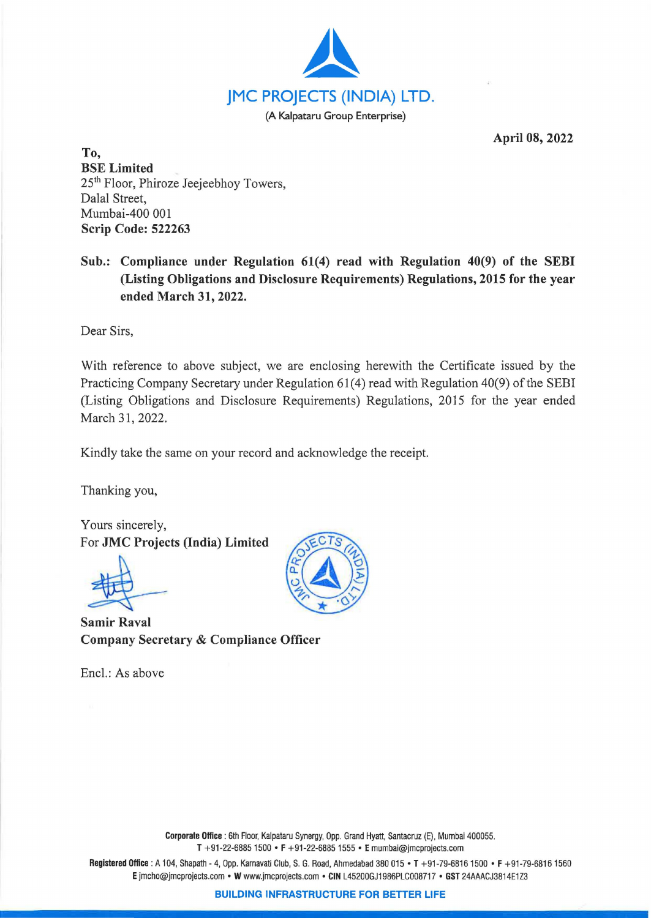# JMC PROJECTS (INDIA) LTD.

(A Kalpataru Group Enterprise)

**April 08, 2022**

**To,**
**BSE Limited**
25th Floor, Phiroze Jeejeebhoy Towers,
Dalal Street,
Mumbai-400 001
**Scrip Code: 522263**

**Sub.: Compliance under Regulation 61(4) read with Regulation 40(9) of the SEBI (Listing Obligations and Disclosure Requirements) Regulations, 2015 for the year ended March 31, 2022.**

Dear Sirs,

With reference to above subject, we are enclosing herewith the Certificate issued by the Practicing Company Secretary under Regulation 61(4) read with Regulation 40(9) of the SEBI (Listing Obligations and Disclosure Requirements) Regulations, 2015 for the year ended March 31, 2022.

Kindly take the same on your record and acknowledge the receipt.

Thanking you,

Yours sincerely,
For **JMC Projects (India) Limited**

**Samir Raval**
**Company Secretary & Compliance Officer**

Encl.: As above

**Corporate Office** : 6th Floor, Kalpataru Synergy, Opp. Grand Hyatt, Santacruz (E), Mumbai 400055.
**T** +91-22-6885 1500 • **F** +91-22-6885 1555 • **E** mumbai@jmcprojects.com

**Registered Office** : A 104, Shapath - 4, Opp. Karnavati Club, S. G. Road, Ahmedabad 380 015 • **T** +91-79-6816 1500 • **F** +91-79-6816 1560
**E** jmcho@jmcprojects.com • **W** www.jmcprojects.com • **CIN** L45200GJ1986PLC008717 • **GST** 24AAACJ3814E1Z3

**BUILDING INFRASTRUCTURE FOR BETTER LIFE**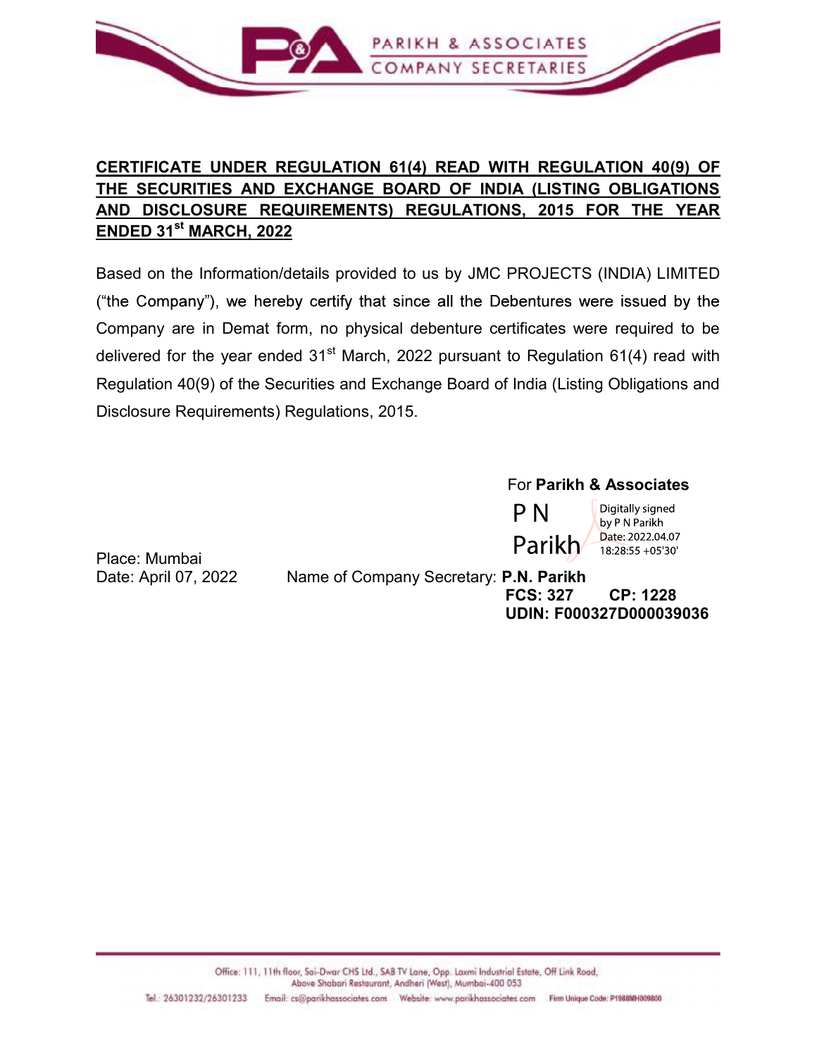**CERTIFICATE UNDER REGULATION 61(4) READ WITH REGULATION 40(9) OF THE SECURITIES AND EXCHANGE BOARD OF INDIA (LISTING OBLIGATIONS AND DISCLOSURE REQUIREMENTS) REGULATIONS, 2015 FOR THE YEAR ENDED 31st MARCH, 2022**

Based on the Information/details provided to us by JMC PROJECTS (INDIA) LIMITED ("the Company"), we hereby certify that since all the Debentures were issued by the Company are in Demat form, no physical debenture certificates were required to be delivered for the year ended 31st March, 2022 pursuant to Regulation 61(4) read with Regulation 40(9) of the Securities and Exchange Board of India (Listing Obligations and Disclosure Requirements) Regulations, 2015.

For **Parikh & Associates**

P N Parikh
Digitally signed by P N Parikh
Date: 2022.04.07 18:28:55 +05'30'

Place: Mumbai
Date: April 07, 2022

Name of Company Secretary: **P.N. Parikh**
**FCS: 327 CP: 1228**
**UDIN: F000327D000039036**

Office: 111, 11th floor, Sai-Dwar CHS Ltd., SAB TV Lane, Opp. Laxmi Industrial Estate, Off Link Road, Above Shabari Restaurant, Andheri (West), Mumbai-400 053

Tel.: 26301232/26301233 Email: cs@parikhassociates.com Website: www.parikhassociates.com Firm Unique Code: P1988MH009800